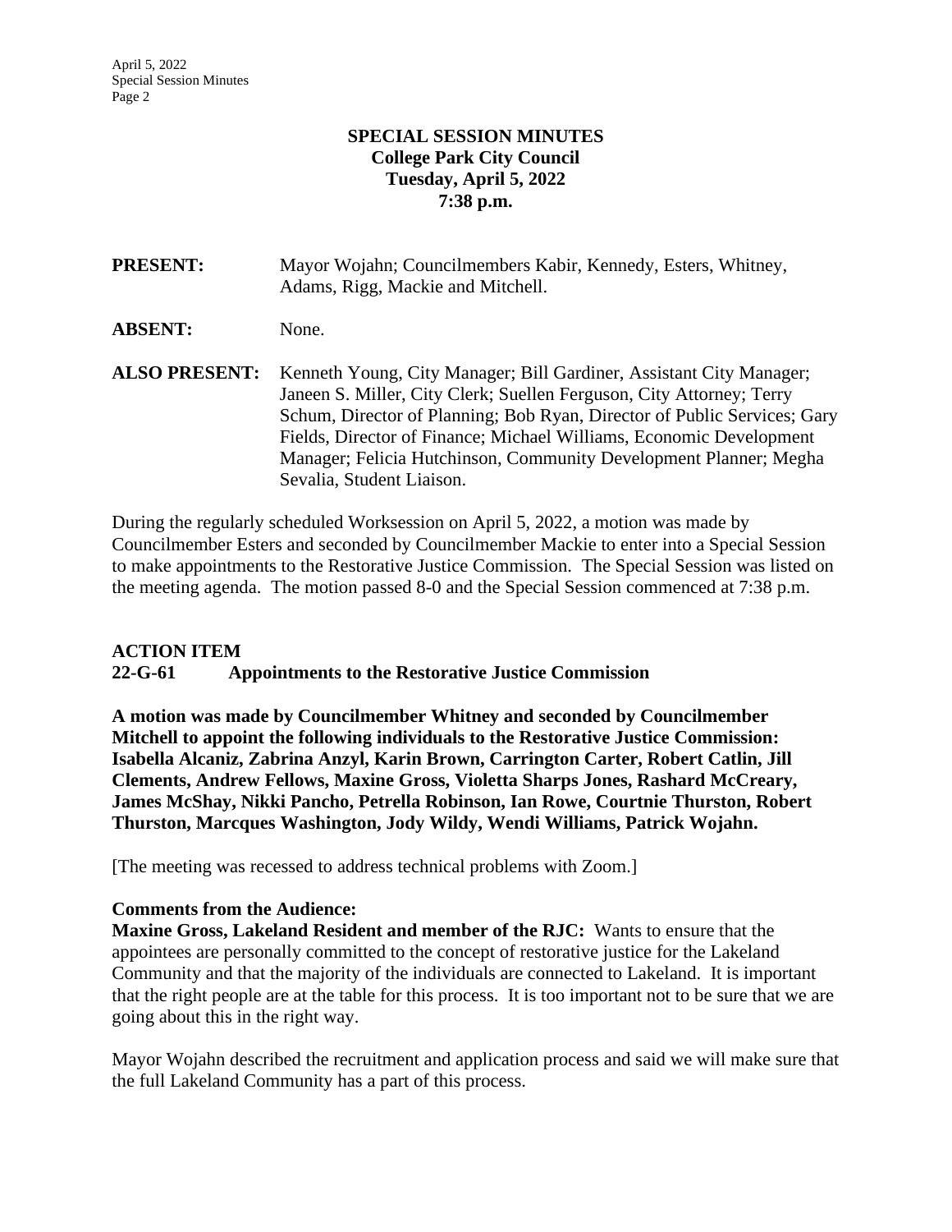**SPECIAL SESSION MINUTES**
**College Park City Council**
**Tuesday, April 5, 2022**
**7:38 p.m.**

**PRESENT:** Mayor Wojahn; Councilmembers Kabir, Kennedy, Esters, Whitney, Adams, Rigg, Mackie and Mitchell.

**ABSENT:** None.

**ALSO PRESENT:** Kenneth Young, City Manager; Bill Gardiner, Assistant City Manager; Janeen S. Miller, City Clerk; Suellen Ferguson, City Attorney; Terry Schum, Director of Planning; Bob Ryan, Director of Public Services; Gary Fields, Director of Finance; Michael Williams, Economic Development Manager; Felicia Hutchinson, Community Development Planner; Megha Sevalia, Student Liaison.

During the regularly scheduled Worksession on April 5, 2022, a motion was made by Councilmember Esters and seconded by Councilmember Mackie to enter into a Special Session to make appointments to the Restorative Justice Commission. The Special Session was listed on the meeting agenda. The motion passed 8-0 and the Special Session commenced at 7:38 p.m.

**ACTION ITEM**
**22-G-61 Appointments to the Restorative Justice Commission**

**A motion was made by Councilmember Whitney and seconded by Councilmember Mitchell to appoint the following individuals to the Restorative Justice Commission: Isabella Alcaniz, Zabrina Anzyl, Karin Brown, Carrington Carter, Robert Catlin, Jill Clements, Andrew Fellows, Maxine Gross, Violetta Sharps Jones, Rashard McCreary, James McShay, Nikki Pancho, Petrella Robinson, Ian Rowe, Courtnie Thurston, Robert Thurston, Marcques Washington, Jody Wildy, Wendi Williams, Patrick Wojahn.**

[The meeting was recessed to address technical problems with Zoom.]

**Comments from the Audience:**
**Maxine Gross, Lakeland Resident and member of the RJC:** Wants to ensure that the appointees are personally committed to the concept of restorative justice for the Lakeland Community and that the majority of the individuals are connected to Lakeland. It is important that the right people are at the table for this process. It is too important not to be sure that we are going about this in the right way.

Mayor Wojahn described the recruitment and application process and said we will make sure that the full Lakeland Community has a part of this process.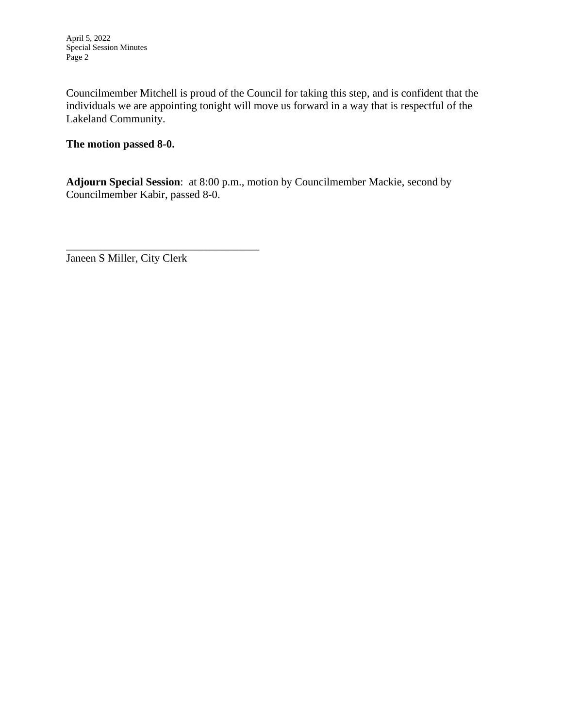Councilmember Mitchell is proud of the Council for taking this step, and is confident that the individuals we are appointing tonight will move us forward in a way that is respectful of the Lakeland Community.

**The motion passed 8-0.**

**Adjourn Special Session**: at 8:00 p.m., motion by Councilmember Mackie, second by Councilmember Kabir, passed 8-0.

\_\_\_\_\_\_\_\_\_\_\_\_\_\_\_\_\_\_\_\_\_\_\_\_\_\_\_\_\_\_\_\_\_\_\_\_

Janeen S Miller, City Clerk